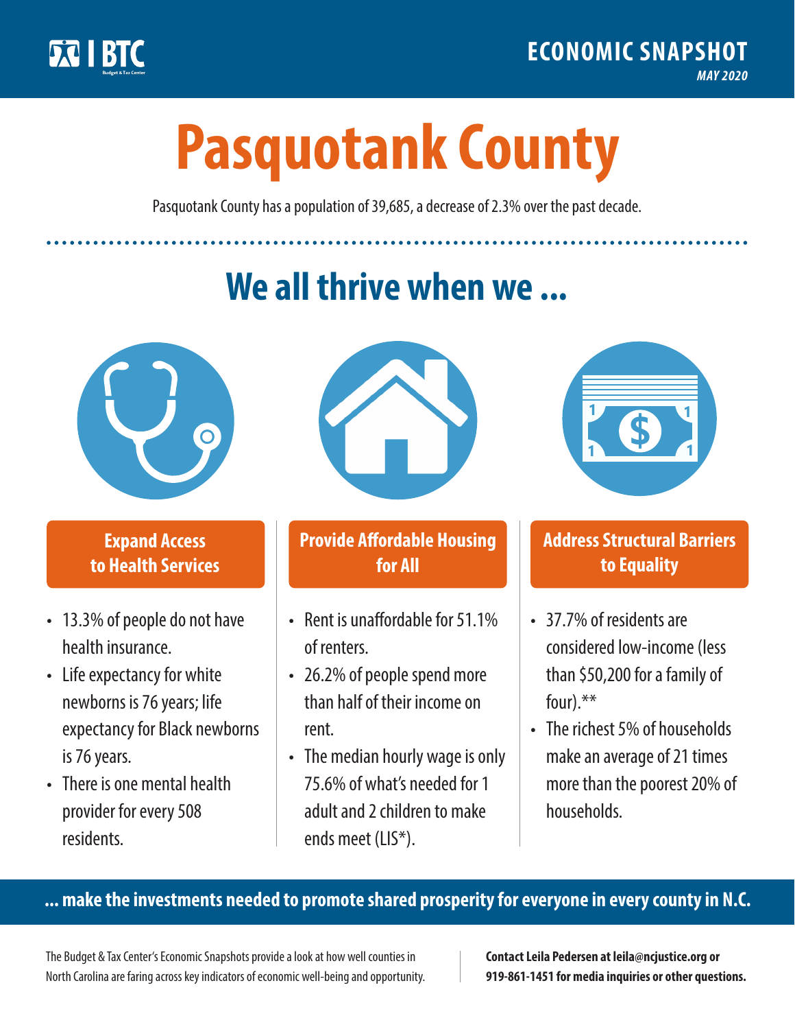BTC Budget & Tax Center

**ECONOMIC SNAPSHOT**

*MAY 2020*

# Pasquotank County

Pasquotank County has a population of 39,685, a decrease of 2.3% over the past decade.

## We all thrive when we ...

### Expand Access to Health Services

- 13.3% of people do not have health insurance.
- Life expectancy for white newborns is 76 years; life expectancy for Black newborns is 76 years.
- There is one mental health provider for every 508 residents.

### Provide Affordable Housing for All

- Rent is unaffordable for 51.1% of renters.
- 26.2% of people spend more than half of their income on rent.
- The median hourly wage is only 75.6% of what's needed for 1 adult and 2 children to make ends meet (LIS*).

### Address Structural Barriers to Equality

- 37.7% of residents are considered low-income (less than $50,200 for a family of four).**
- The richest 5% of households make an average of 21 times more than the poorest 20% of households.

**... make the investments needed to promote shared prosperity for everyone in every county in N.C.**

The Budget & Tax Center's Economic Snapshots provide a look at how well counties in North Carolina are faring across key indicators of economic well-being and opportunity.

**Contact Leila Pedersen at leila@ncjustice.org or 919-861-1451 for media inquiries or other questions.**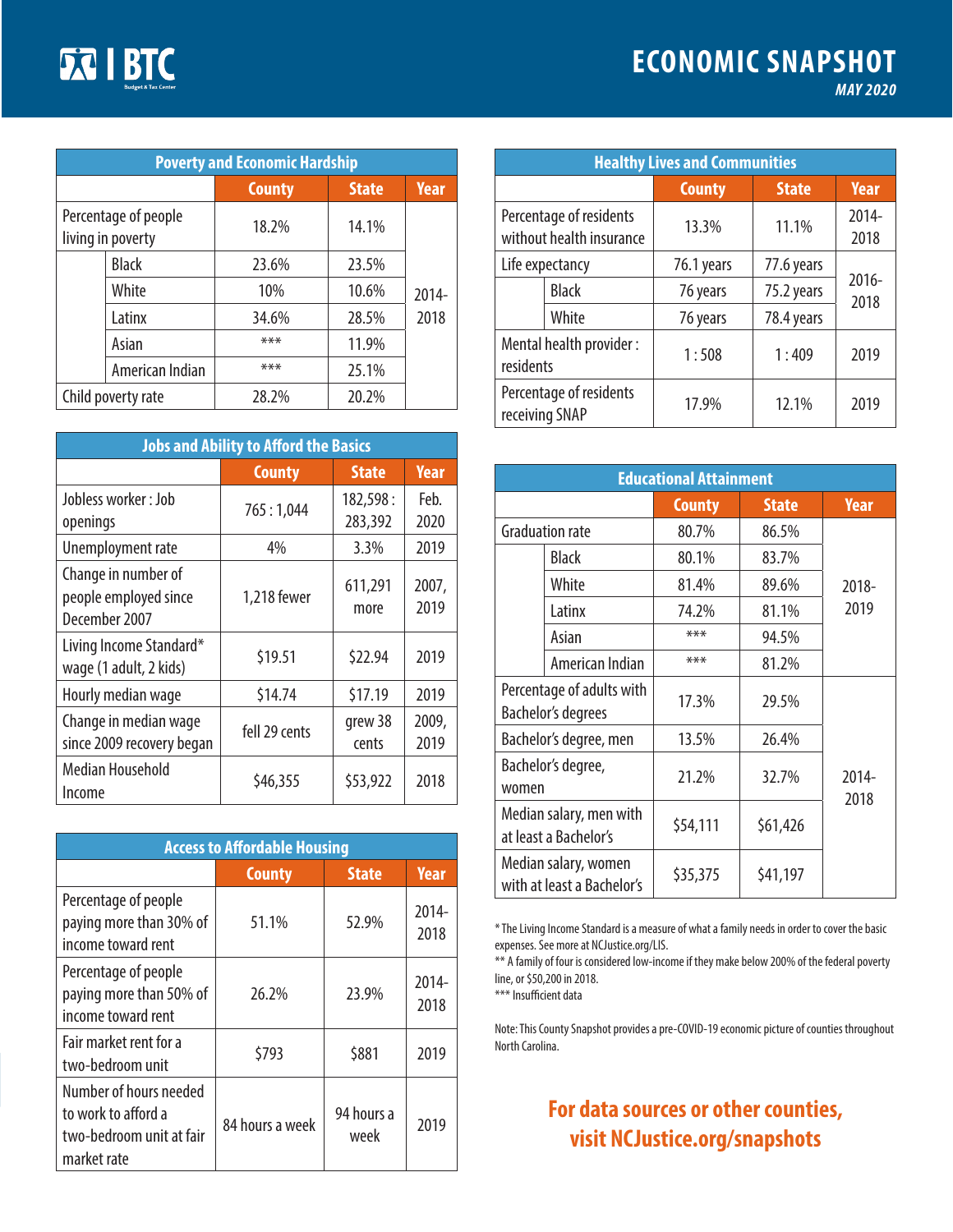BTC
Budget & Tax Center

# ECONOMIC SNAPSHOT

*MAY 2020*

| Poverty and Economic Hardship | | County | State | Year |
|---|---|---|---|---|
| Percentage of people living in poverty | | 18.2% | 14.1% | 2014-2018 |
| | Black | 23.6% | 23.5% | |
| | White | 10% | 10.6% | |
| | Latinx | 34.6% | 28.5% | |
| | Asian | *** | 11.9% | |
| | American Indian | *** | 25.1% | |
| Child poverty rate | | 28.2% | 20.2% | |

| Jobs and Ability to Afford the Basics | County | State | Year |
|---|---|---|---|
| Jobless worker : Job openings | 765 : 1,044 | 182,598 : 283,392 | Feb. 2020 |
| Unemployment rate | 4% | 3.3% | 2019 |
| Change in number of people employed since December 2007 | 1,218 fewer | 611,291 more | 2007, 2019 |
| Living Income Standard* wage (1 adult, 2 kids) | $19.51 | $22.94 | 2019 |
| Hourly median wage | $14.74 | $17.19 | 2019 |
| Change in median wage since 2009 recovery began | fell 29 cents | grew 38 cents | 2009, 2019 |
| Median Household Income | $46,355 | $53,922 | 2018 |

| Access to Affordable Housing | County | State | Year |
|---|---|---|---|
| Percentage of people paying more than 30% of income toward rent | 51.1% | 52.9% | 2014-2018 |
| Percentage of people paying more than 50% of income toward rent | 26.2% | 23.9% | 2014-2018 |
| Fair market rent for a two-bedroom unit | $793 | $881 | 2019 |
| Number of hours needed to work to afford a two-bedroom unit at fair market rate | 84 hours a week | 94 hours a week | 2019 |

| Healthy Lives and Communities | | County | State | Year |
|---|---|---|---|---|
| Percentage of residents without health insurance | | 13.3% | 11.1% | 2014-2018 |
| Life expectancy | | 76.1 years | 77.6 years | 2016-2018 |
| | Black | 76 years | 75.2 years | |
| | White | 76 years | 78.4 years | |
| Mental health provider : residents | | 1 : 508 | 1 : 409 | 2019 |
| Percentage of residents receiving SNAP | | 17.9% | 12.1% | 2019 |

| Educational Attainment | | County | State | Year |
|---|---|---|---|---|
| Graduation rate | | 80.7% | 86.5% | 2018-2019 |
| | Black | 80.1% | 83.7% | |
| | White | 81.4% | 89.6% | |
| | Latinx | 74.2% | 81.1% | |
| | Asian | *** | 94.5% | |
| | American Indian | *** | 81.2% | |
| Percentage of adults with Bachelor's degrees | | 17.3% | 29.5% | 2014-2018 |
| Bachelor's degree, men | | 13.5% | 26.4% | |
| Bachelor's degree, women | | 21.2% | 32.7% | |
| Median salary, men with at least a Bachelor's | | $54,111 | $61,426 | |
| Median salary, women with at least a Bachelor's | | $35,375 | $41,197 | |

* The Living Income Standard is a measure of what a family needs in order to cover the basic expenses. See more at NCJustice.org/LIS.
** A family of four is considered low-income if they make below 200% of the federal poverty line, or $50,200 in 2018.
*** Insufficient data

Note: This County Snapshot provides a pre-COVID-19 economic picture of counties throughout North Carolina.

**For data sources or other counties, visit NCJustice.org/snapshots**